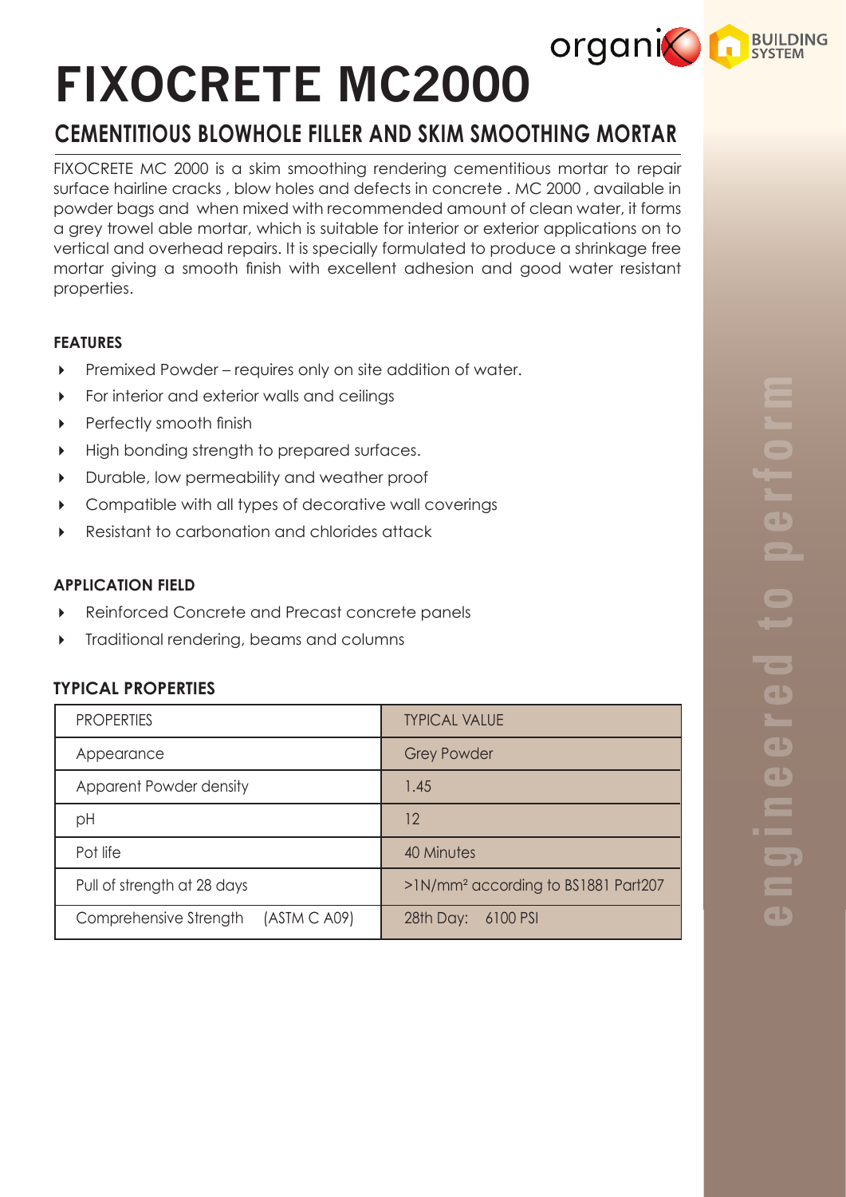# FIXOCRETE MC2000

## CEMENTITIOUS BLOWHOLE FILLER AND SKIM SMOOTHING MORTAR

FIXOCRETE MC 2000 is a skim smoothing rendering cementitious mortar to repair surface hairline cracks , blow holes and defects in concrete . MC 2000 , available in powder bags and when mixed with recommended amount of clean water, it forms a grey trowel able mortar, which is suitable for interior or exterior applications on to vertical and overhead repairs. It is specially formulated to produce a shrinkage free mortar giving a smooth finish with excellent adhesion and good water resistant properties.

### FEATURES

- Premixed Powder – requires only on site addition of water.
- For interior and exterior walls and ceilings
- Perfectly smooth finish
- High bonding strength to prepared surfaces.
- Durable, low permeability and weather proof
- Compatible with all types of decorative wall coverings
- Resistant to carbonation and chlorides attack

### APPLICATION FIELD

- Reinforced Concrete and Precast concrete panels
- Traditional rendering, beams and columns

### TYPICAL PROPERTIES

| PROPERTIES | TYPICAL VALUE |
|---|---|
| Appearance | Grey Powder |
| Apparent Powder density | 1.45 |
| pH | 12 |
| Pot life | 40 Minutes |
| Pull of strength at 28 days | >1N/mm² according to BS1881 Part207 |
| Comprehensive Strength (ASTM C A09) | 28th Day: 6100 PSI |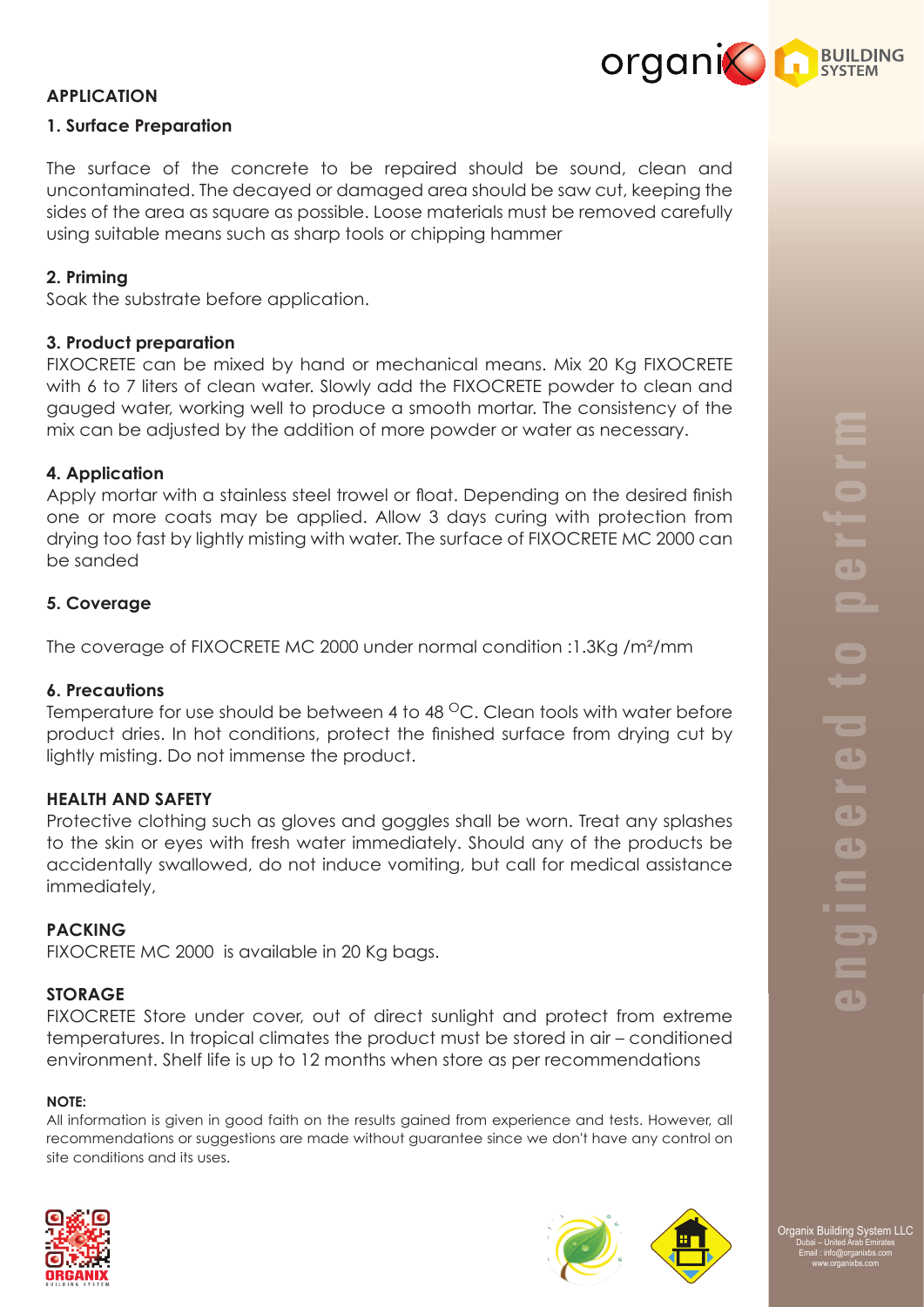## APPLICATION

### 1. Surface Preparation

The surface of the concrete to be repaired should be sound, clean and uncontaminated. The decayed or damaged area should be saw cut, keeping the sides of the area as square as possible. Loose materials must be removed carefully using suitable means such as sharp tools or chipping hammer

### 2. Priming

Soak the substrate before application.

### 3. Product preparation

FIXOCRETE can be mixed by hand or mechanical means. Mix 20 Kg FIXOCRETE with 6 to 7 liters of clean water. Slowly add the FIXOCRETE powder to clean and gauged water, working well to produce a smooth mortar. The consistency of the mix can be adjusted by the addition of more powder or water as necessary.

### 4. Application

Apply mortar with a stainless steel trowel or float. Depending on the desired finish one or more coats may be applied. Allow 3 days curing with protection from drying too fast by lightly misting with water. The surface of FIXOCRETE MC 2000 can be sanded

### 5. Coverage

The coverage of FIXOCRETE MC 2000 under normal condition :1.3Kg /m²/mm

### 6. Precautions

Temperature for use should be between 4 to 48 $^{O}$C. Clean tools with water before product dries. In hot conditions, protect the finished surface from drying cut by lightly misting. Do not immense the product.

## HEALTH AND SAFETY

Protective clothing such as gloves and goggles shall be worn. Treat any splashes to the skin or eyes with fresh water immediately. Should any of the products be accidentally swallowed, do not induce vomiting, but call for medical assistance immediately,

## PACKING

FIXOCRETE MC 2000 is available in 20 Kg bags.

## STORAGE

FIXOCRETE Store under cover, out of direct sunlight and protect from extreme temperatures. In tropical climates the product must be stored in air – conditioned environment. Shelf life is up to 12 months when store as per recommendations

**NOTE:**

All information is given in good faith on the results gained from experience and tests. However, all recommendations or suggestions are made without guarantee since we don't have any control on site conditions and its uses.

Organix Building System LLC
Dubai – United Arab Emirates
Email : info@organixbs.com
www.organixbs.com